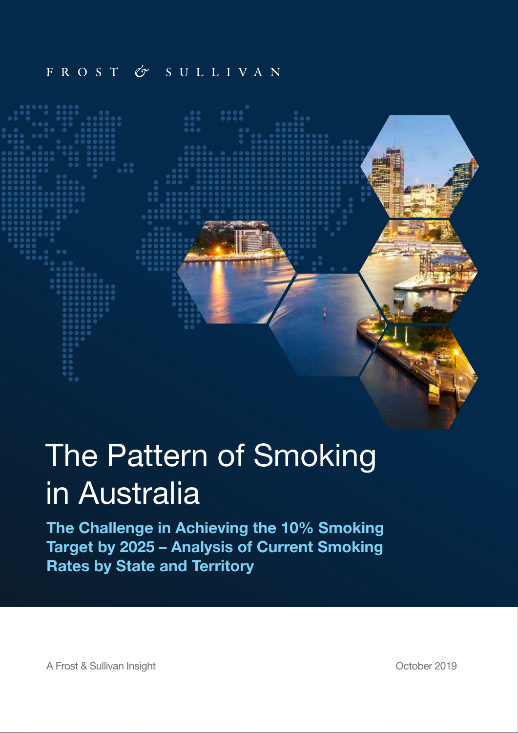FROST & SULLIVAN

# The Pattern of Smoking in Australia

## The Challenge in Achieving the 10% Smoking Target by 2025 – Analysis of Current Smoking Rates by State and Territory

A Frost & Sullivan Insight

October 2019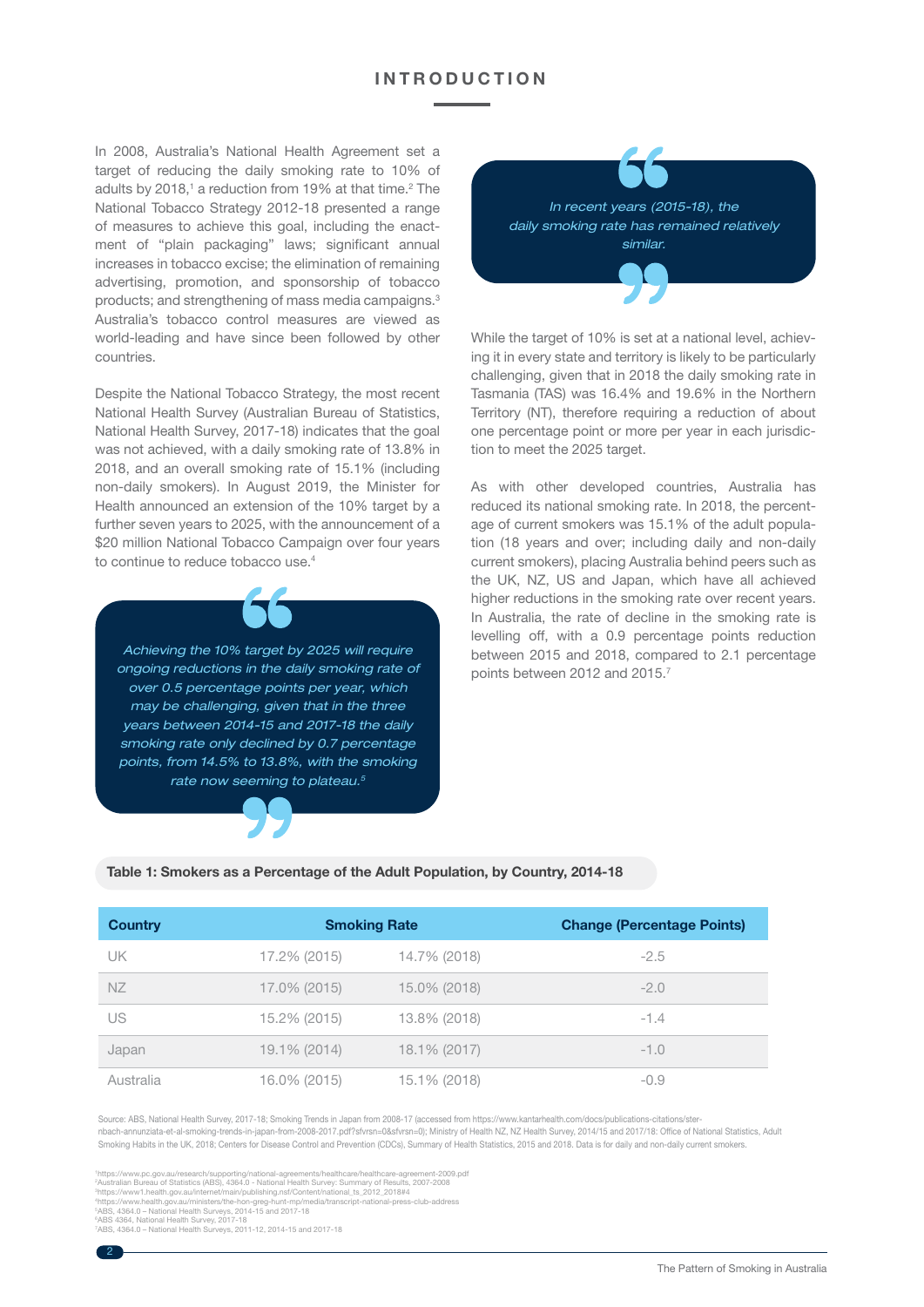## INTRODUCTION

In 2008, Australia's National Health Agreement set a target of reducing the daily smoking rate to 10% of adults by 2018,[1] a reduction from 19% at that time.[2] The National Tobacco Strategy 2012-18 presented a range of measures to achieve this goal, including the enactment of "plain packaging" laws; significant annual increases in tobacco excise; the elimination of remaining advertising, promotion, and sponsorship of tobacco products; and strengthening of mass media campaigns.[3] Australia's tobacco control measures are viewed as world-leading and have since been followed by other countries.

Despite the National Tobacco Strategy, the most recent National Health Survey (Australian Bureau of Statistics, National Health Survey, 2017-18) indicates that the goal was not achieved, with a daily smoking rate of 13.8% in 2018, and an overall smoking rate of 15.1% (including non-daily smokers). In August 2019, the Minister for Health announced an extension of the 10% target by a further seven years to 2025, with the announcement of a $20 million National Tobacco Campaign over four years to continue to reduce tobacco use.[4]

> *Achieving the 10% target by 2025 will require ongoing reductions in the daily smoking rate of over 0.5 percentage points per year, which may be challenging, given that in the three years between 2014-15 and 2017-18 the daily smoking rate only declined by 0.7 percentage points, from 14.5% to 13.8%, with the smoking rate now seeming to plateau.*[5]

> *In recent years (2015-18), the daily smoking rate has remained relatively similar.*

While the target of 10% is set at a national level, achieving it in every state and territory is likely to be particularly challenging, given that in 2018 the daily smoking rate in Tasmania (TAS) was 16.4% and 19.6% in the Northern Territory (NT), therefore requiring a reduction of about one percentage point or more per year in each jurisdiction to meet the 2025 target.

As with other developed countries, Australia has reduced its national smoking rate. In 2018, the percentage of current smokers was 15.1% of the adult population (18 years and over; including daily and non-daily current smokers), placing Australia behind peers such as the UK, NZ, US and Japan, which have all achieved higher reductions in the smoking rate over recent years. In Australia, the rate of decline in the smoking rate is levelling off, with a 0.9 percentage points reduction between 2015 and 2018, compared to 2.1 percentage points between 2012 and 2015.[7]

**Table 1: Smokers as a Percentage of the Adult Population, by Country, 2014-18**

| Country | Smoking Rate | | Change (Percentage Points) |
|---|---|---|---|
| UK | 17.2% (2015) | 14.7% (2018) | -2.5 |
| NZ | 17.0% (2015) | 15.0% (2018) | -2.0 |
| US | 15.2% (2015) | 13.8% (2018) | -1.4 |
| Japan | 19.1% (2014) | 18.1% (2017) | -1.0 |
| Australia | 16.0% (2015) | 15.1% (2018) | -0.9 |

Source: ABS, National Health Survey, 2017-18; Smoking Trends in Japan from 2008-17 (accessed from https://www.kantarhealth.com/docs/publications-citations/sternbach-annunziata-et-al-smoking-trends-in-japan-from-2008-2017.pdf?sfvrsn=0&sfvrsn=0); Ministry of Health NZ, NZ Health Survey, 2014/15 and 2017/18: Office of National Statistics, Adult Smoking Habits in the UK, 2018; Centers for Disease Control and Prevention (CDCs), Summary of Health Statistics, 2015 and 2018. Data is for daily and non-daily current smokers.

[1] https://www.pc.gov.au/research/supporting/national-agreements/healthcare/healthcare-agreement-2009.pdf
[2] Australian Bureau of Statistics (ABS), 4364.0 - National Health Survey: Summary of Results, 2007-2008
[3] https://www1.health.gov.au/internet/main/publishing.nsf/Content/national_ts_2012_2018#4
[4] https://www.health.gov.au/ministers/the-hon-greg-hunt-mp/media/transcript-national-press-club-address
[5] ABS, 4364.0 – National Health Surveys, 2014-15 and 2017-18
[6] ABS 4364, National Health Survey, 2017-18
[7] ABS, 4364.0 – National Health Surveys, 2011-12, 2014-15 and 2017-18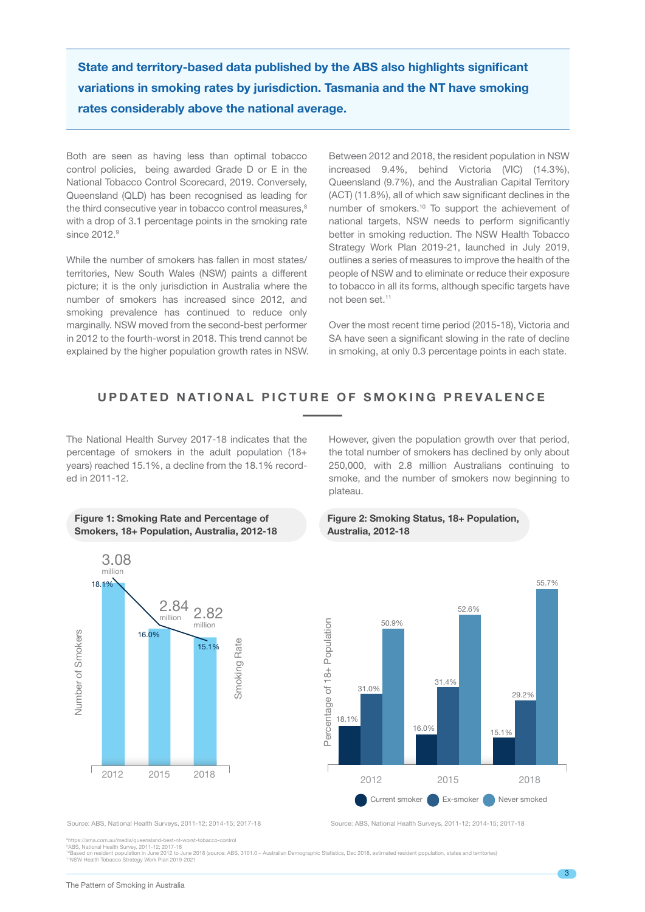**State and territory-based data published by the ABS also highlights significant variations in smoking rates by jurisdiction. Tasmania and the NT have smoking rates considerably above the national average.**

Both are seen as having less than optimal tobacco control policies, being awarded Grade D or E in the National Tobacco Control Scorecard, 2019. Conversely, Queensland (QLD) has been recognised as leading for the third consecutive year in tobacco control measures,[8] with a drop of 3.1 percentage points in the smoking rate since 2012.[9]

While the number of smokers has fallen in most states/territories, New South Wales (NSW) paints a different picture; it is the only jurisdiction in Australia where the number of smokers has increased since 2012, and smoking prevalence has continued to reduce only marginally. NSW moved from the second-best performer in 2012 to the fourth-worst in 2018. This trend cannot be explained by the higher population growth rates in NSW.

Between 2012 and 2018, the resident population in NSW increased 9.4%, behind Victoria (VIC) (14.3%), Queensland (9.7%), and the Australian Capital Territory (ACT) (11.8%), all of which saw significant declines in the number of smokers.[10] To support the achievement of national targets, NSW needs to perform significantly better in smoking reduction. The NSW Health Tobacco Strategy Work Plan 2019-21, launched in July 2019, outlines a series of measures to improve the health of the people of NSW and to eliminate or reduce their exposure to tobacco in all its forms, although specific targets have not been set.[11]

Over the most recent time period (2015-18), Victoria and SA have seen a significant slowing in the rate of decline in smoking, at only 0.3 percentage points in each state.

## UPDATED NATIONAL PICTURE OF SMOKING PREVALENCE

The National Health Survey 2017-18 indicates that the percentage of smokers in the adult population (18+ years) reached 15.1%, a decline from the 18.1% recorded in 2011-12.

However, given the population growth over that period, the total number of smokers has declined by only about 250,000, with 2.8 million Australians continuing to smoke, and the number of smokers now beginning to plateau.

**Figure 1: Smoking Rate and Percentage of Smokers, 18+ Population, Australia, 2012-18**

| Year | Number of Smokers | Smoking Rate |
|---|---|---|
| 2012 | 3.08 million | 18.1% |
| 2015 | 2.84 million | 16.0% |
| 2018 | 2.82 million | 15.1% |

Source: ABS, National Health Surveys, 2011-12; 2014-15; 2017-18

**Figure 2: Smoking Status, 18+ Population, Australia, 2012-18**

| Year | Current smoker | Ex-smoker | Never smoked |
|---|---|---|---|
| 2012 | 18.1% | 31.0% | 50.9% |
| 2015 | 16.0% | 31.4% | 52.6% |
| 2018 | 15.1% | 29.2% | 55.7% |

Source: ABS, National Health Surveys, 2011-12; 2014-15; 2017-18

[8] https://ama.com.au/media/queensland-best-nt-worst-tobacco-control
[9] ABS, National Health Survey, 2011-12; 2017-18
[10] Based on resident population in June 2012 to June 2018 (source: ABS, 3101.0 – Australian Demographic Statistics, Dec 2018, estimated resident population, states and territories)
[11] NSW Health Tobacco Strategy Work Plan 2019-2021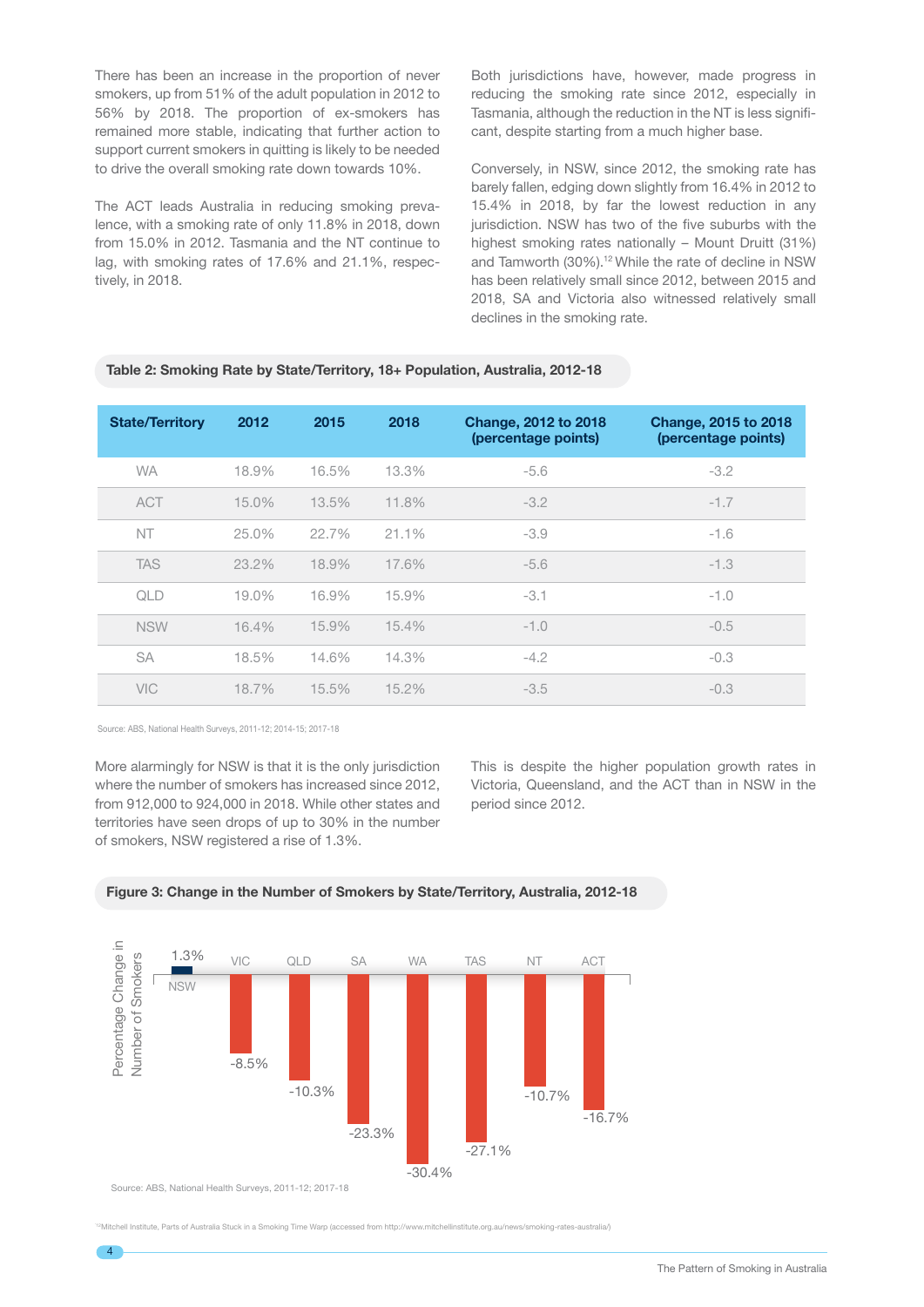There has been an increase in the proportion of never smokers, up from 51% of the adult population in 2012 to 56% by 2018. The proportion of ex-smokers has remained more stable, indicating that further action to support current smokers in quitting is likely to be needed to drive the overall smoking rate down towards 10%.

The ACT leads Australia in reducing smoking prevalence, with a smoking rate of only 11.8% in 2018, down from 15.0% in 2012. Tasmania and the NT continue to lag, with smoking rates of 17.6% and 21.1%, respectively, in 2018.

Both jurisdictions have, however, made progress in reducing the smoking rate since 2012, especially in Tasmania, although the reduction in the NT is less significant, despite starting from a much higher base.

Conversely, in NSW, since 2012, the smoking rate has barely fallen, edging down slightly from 16.4% in 2012 to 15.4% in 2018, by far the lowest reduction in any jurisdiction. NSW has two of the five suburbs with the highest smoking rates nationally – Mount Druitt (31%) and Tamworth (30%).[12] While the rate of decline in NSW has been relatively small since 2012, between 2015 and 2018, SA and Victoria also witnessed relatively small declines in the smoking rate.

**Table 2: Smoking Rate by State/Territory, 18+ Population, Australia, 2012-18**

| State/Territory | 2012 | 2015 | 2018 | Change, 2012 to 2018 (percentage points) | Change, 2015 to 2018 (percentage points) |
|---|---|---|---|---|---|
| WA | 18.9% | 16.5% | 13.3% | -5.6 | -3.2 |
| ACT | 15.0% | 13.5% | 11.8% | -3.2 | -1.7 |
| NT | 25.0% | 22.7% | 21.1% | -3.9 | -1.6 |
| TAS | 23.2% | 18.9% | 17.6% | -5.6 | -1.3 |
| QLD | 19.0% | 16.9% | 15.9% | -3.1 | -1.0 |
| NSW | 16.4% | 15.9% | 15.4% | -1.0 | -0.5 |
| SA | 18.5% | 14.6% | 14.3% | -4.2 | -0.3 |
| VIC | 18.7% | 15.5% | 15.2% | -3.5 | -0.3 |

Source: ABS, National Health Surveys, 2011-12; 2014-15; 2017-18

More alarmingly for NSW is that it is the only jurisdiction where the number of smokers has increased since 2012, from 912,000 to 924,000 in 2018. While other states and territories have seen drops of up to 30% in the number of smokers, NSW registered a rise of 1.3%.

This is despite the higher population growth rates in Victoria, Queensland, and the ACT than in NSW in the period since 2012.

**Figure 3: Change in the Number of Smokers by State/Territory, Australia, 2012-18**

| State/Territory | Percentage Change in Number of Smokers |
|---|---|
| NSW | 1.3% |
| VIC | -8.5% |
| QLD | -10.3% |
| SA | -23.3% |
| WA | -30.4% |
| TAS | -27.1% |
| NT | -10.7% |
| ACT | -16.7% |

Source: ABS, National Health Surveys, 2011-12; 2017-18

[12] Mitchell Institute, Parts of Australia Stuck in a Smoking Time Warp (accessed from http://www.mitchellinstitute.org.au/news/smoking-rates-australia/)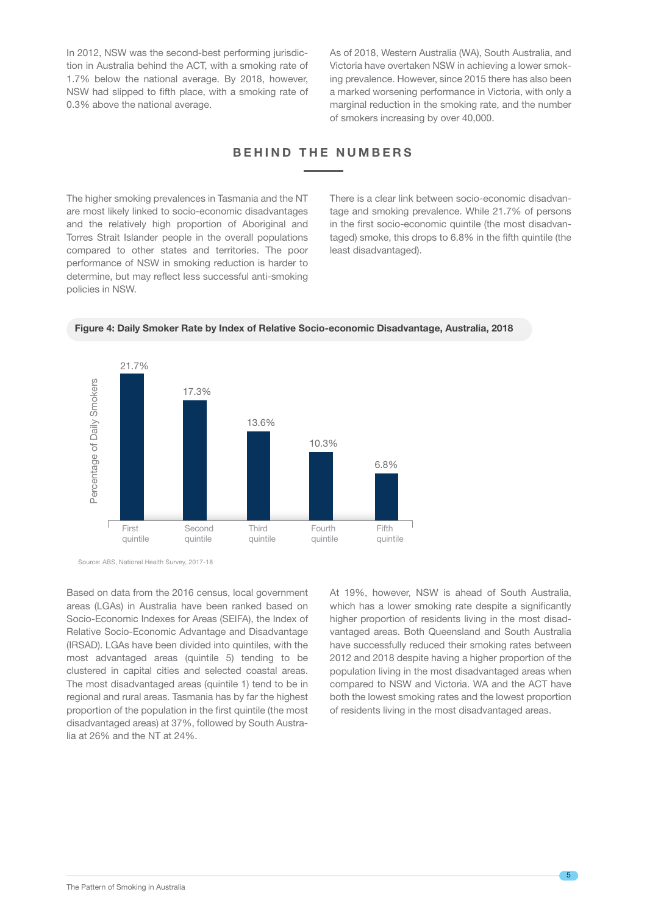In 2012, NSW was the second-best performing jurisdiction in Australia behind the ACT, with a smoking rate of 1.7% below the national average. By 2018, however, NSW had slipped to fifth place, with a smoking rate of 0.3% above the national average.

As of 2018, Western Australia (WA), South Australia, and Victoria have overtaken NSW in achieving a lower smoking prevalence. However, since 2015 there has also been a marked worsening performance in Victoria, with only a marginal reduction in the smoking rate, and the number of smokers increasing by over 40,000.

## BEHIND THE NUMBERS

The higher smoking prevalences in Tasmania and the NT are most likely linked to socio-economic disadvantages and the relatively high proportion of Aboriginal and Torres Strait Islander people in the overall populations compared to other states and territories. The poor performance of NSW in smoking reduction is harder to determine, but may reflect less successful anti-smoking policies in NSW.

There is a clear link between socio-economic disadvantage and smoking prevalence. While 21.7% of persons in the first socio-economic quintile (the most disadvantaged) smoke, this drops to 6.8% in the fifth quintile (the least disadvantaged).

**Figure 4: Daily Smoker Rate by Index of Relative Socio-economic Disadvantage, Australia, 2018**

| Quintile | Percentage of Daily Smokers |
|---|---|
| First quintile | 21.7% |
| Second quintile | 17.3% |
| Third quintile | 13.6% |
| Fourth quintile | 10.3% |
| Fifth quintile | 6.8% |

Source: ABS, National Health Survey, 2017-18

Based on data from the 2016 census, local government areas (LGAs) in Australia have been ranked based on Socio-Economic Indexes for Areas (SEIFA), the Index of Relative Socio-Economic Advantage and Disadvantage (IRSAD). LGAs have been divided into quintiles, with the most advantaged areas (quintile 5) tending to be clustered in capital cities and selected coastal areas. The most disadvantaged areas (quintile 1) tend to be in regional and rural areas. Tasmania has by far the highest proportion of the population in the first quintile (the most disadvantaged areas) at 37%, followed by South Australia at 26% and the NT at 24%.

At 19%, however, NSW is ahead of South Australia, which has a lower smoking rate despite a significantly higher proportion of residents living in the most disadvantaged areas. Both Queensland and South Australia have successfully reduced their smoking rates between 2012 and 2018 despite having a higher proportion of the population living in the most disadvantaged areas when compared to NSW and Victoria. WA and the ACT have both the lowest smoking rates and the lowest proportion of residents living in the most disadvantaged areas.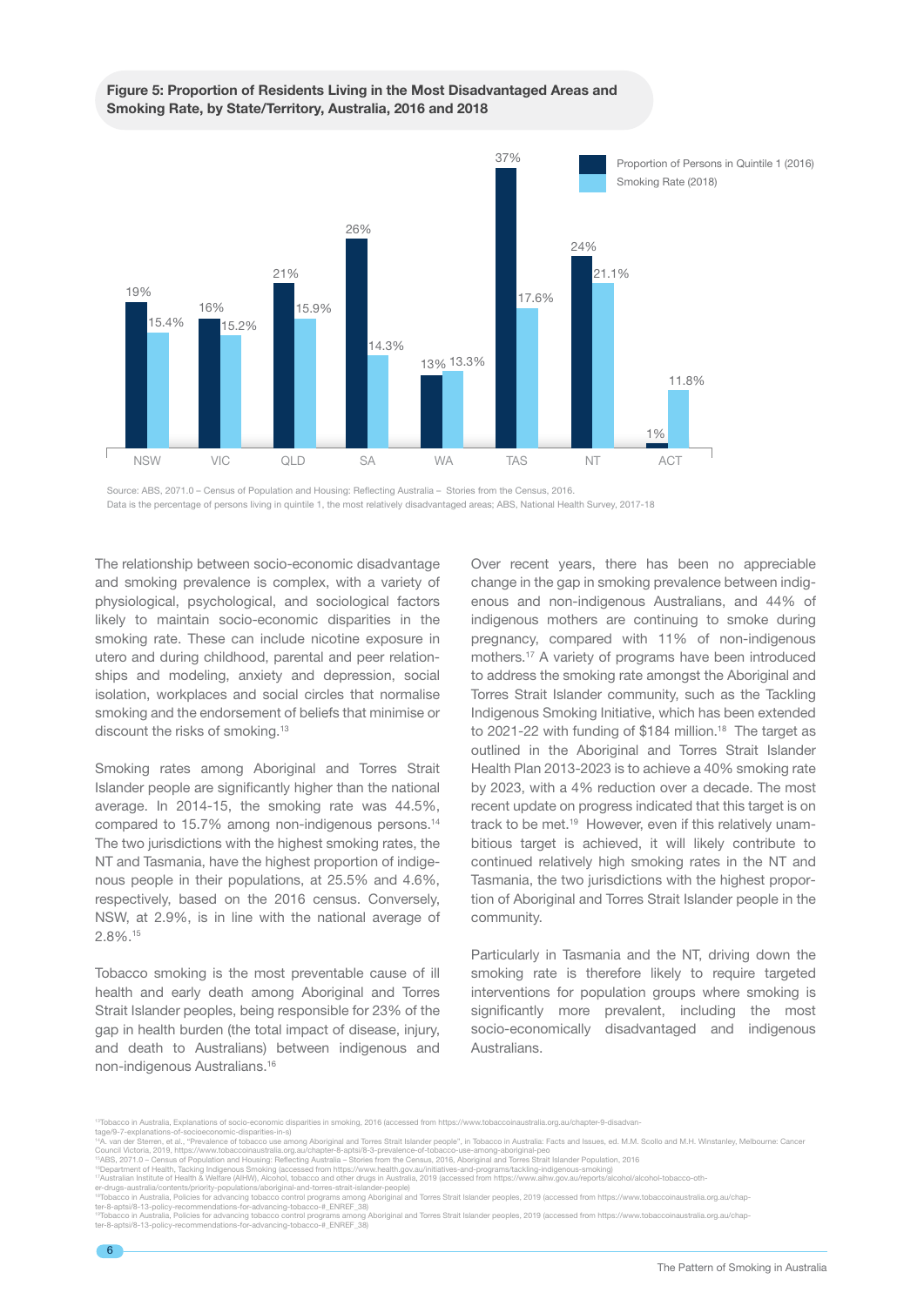**Figure 5: Proportion of Residents Living in the Most Disadvantaged Areas and Smoking Rate, by State/Territory, Australia, 2016 and 2018**

| | NSW | VIC | QLD | SA | WA | TAS | NT | ACT |
|---|---|---|---|---|---|---|---|---|
| Proportion of Persons in Quintile 1 (2016) | 19% | 16% | 21% | 26% | 13% | 37% | 24% | 1% |
| Smoking Rate (2018) | 15.4% | 15.2% | 15.9% | 14.3% | 13.3% | 17.6% | 21.1% | 11.8% |

Source: ABS, 2071.0 – Census of Population and Housing: Reflecting Australia – Stories from the Census, 2016.
Data is the percentage of persons living in quintile 1, the most relatively disadvantaged areas; ABS, National Health Survey, 2017-18

The relationship between socio-economic disadvantage and smoking prevalence is complex, with a variety of physiological, psychological, and sociological factors likely to maintain socio-economic disparities in the smoking rate. These can include nicotine exposure in utero and during childhood, parental and peer relationships and modeling, anxiety and depression, social isolation, workplaces and social circles that normalise smoking and the endorsement of beliefs that minimise or discount the risks of smoking.[13]

Smoking rates among Aboriginal and Torres Strait Islander people are significantly higher than the national average. In 2014-15, the smoking rate was 44.5%, compared to 15.7% among non-indigenous persons.[14] The two jurisdictions with the highest smoking rates, the NT and Tasmania, have the highest proportion of indigenous people in their populations, at 25.5% and 4.6%, respectively, based on the 2016 census. Conversely, NSW, at 2.9%, is in line with the national average of 2.8%.[15]

Tobacco smoking is the most preventable cause of ill health and early death among Aboriginal and Torres Strait Islander peoples, being responsible for 23% of the gap in health burden (the total impact of disease, injury, and death to Australians) between indigenous and non-indigenous Australians.[16]

Over recent years, there has been no appreciable change in the gap in smoking prevalence between indigenous and non-indigenous Australians, and 44% of indigenous mothers are continuing to smoke during pregnancy, compared with 11% of non-indigenous mothers.[17] A variety of programs have been introduced to address the smoking rate amongst the Aboriginal and Torres Strait Islander community, such as the Tackling Indigenous Smoking Initiative, which has been extended to 2021-22 with funding of $184 million.[18] The target as outlined in the Aboriginal and Torres Strait Islander Health Plan 2013-2023 is to achieve a 40% smoking rate by 2023, with a 4% reduction over a decade. The most recent update on progress indicated that this target is on track to be met.[19] However, even if this relatively unambitious target is achieved, it will likely contribute to continued relatively high smoking rates in the NT and Tasmania, the two jurisdictions with the highest proportion of Aboriginal and Torres Strait Islander people in the community.

Particularly in Tasmania and the NT, driving down the smoking rate is therefore likely to require targeted interventions for population groups where smoking is significantly more prevalent, including the most socio-economically disadvantaged and indigenous Australians.

[13] Tobacco in Australia, Explanations of socio-economic disparities in smoking, 2016 (accessed from https://www.tobaccoinaustralia.org.au/chapter-9-disadvantage/9-7-explanations-of-socioeconomic-disparities-in-s)
[14] A. van der Sterren, et al., "Prevalence of tobacco use among Aboriginal and Torres Strait Islander people", in Tobacco in Australia: Facts and Issues, ed. M.M. Scollo and M.H. Winstanley, Melbourne: Cancer Council Victoria, 2019, https://www.tobaccoinaustralia.org.au/chapter-8-aptsi/8-3-prevalence-of-tobacco-use-among-aboriginal-peo
[15] ABS, 2071.0 – Census of Population and Housing: Reflecting Australia – Stories from the Census, 2016, Aboriginal and Torres Strait Islander Population, 2016
[16] Department of Health, Tacking Indigenous Smoking (accessed from https://www.health.gov.au/initiatives-and-programs/tackling-indigenous-smoking)
[17] Australian Institute of Health & Welfare (AIHW), Alcohol, tobacco and other drugs in Australia, 2019 (accessed from https://www.aihw.gov.au/reports/alcohol/alcohol-tobacco-other-drugs-australia/contents/priority-populations/aboriginal-and-torres-strait-islander-people)
[18] Tobacco in Australia, Policies for advancing tobacco control programs among Aboriginal and Torres Strait Islander peoples, 2019 (accessed from https://www.tobaccoinaustralia.org.au/chapter-8-aptsi/8-13-policy-recommendations-for-advancing-tobacco-#_ENREF_38)
[19] Tobacco in Australia, Policies for advancing tobacco control programs among Aboriginal and Torres Strait Islander peoples, 2019 (accessed from https://www.tobaccoinaustralia.org.au/chapter-8-aptsi/8-13-policy-recommendations-for-advancing-tobacco-#_ENREF_38)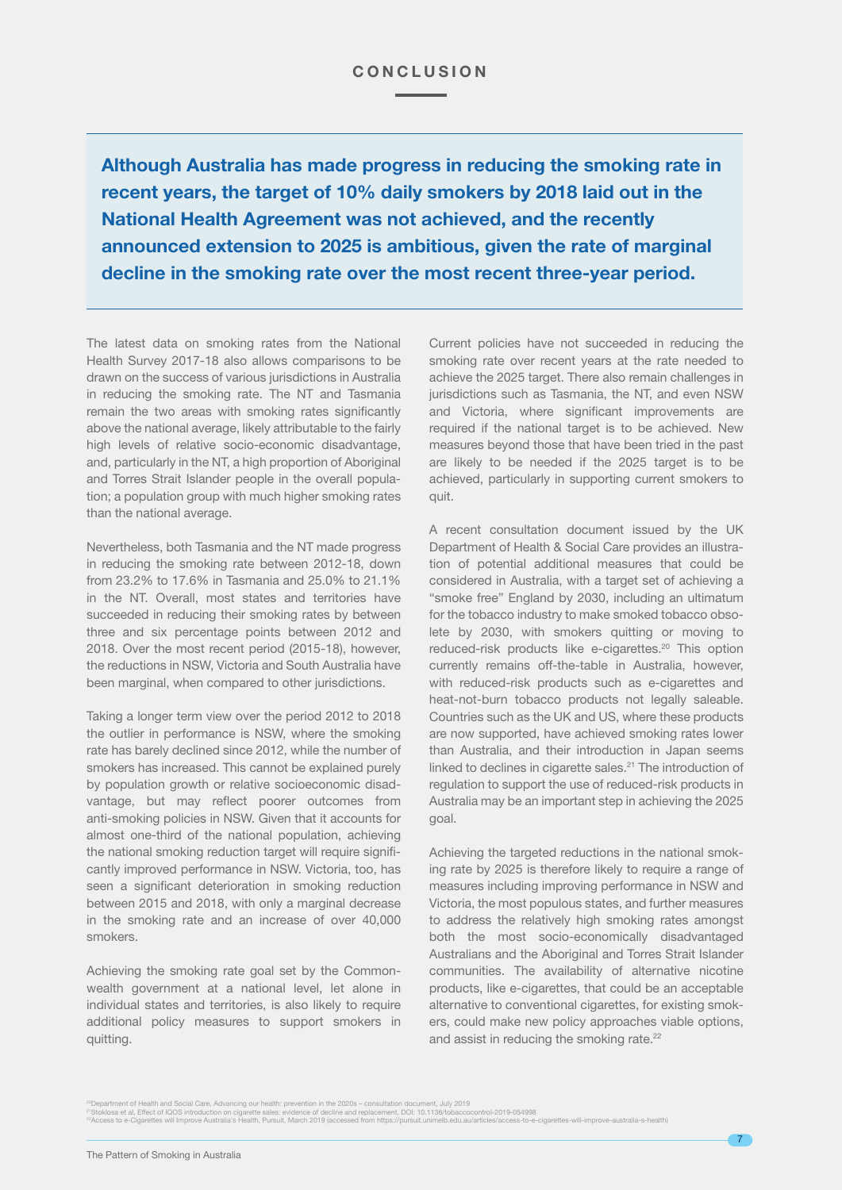## CONCLUSION

**Although Australia has made progress in reducing the smoking rate in recent years, the target of 10% daily smokers by 2018 laid out in the National Health Agreement was not achieved, and the recently announced extension to 2025 is ambitious, given the rate of marginal decline in the smoking rate over the most recent three-year period.**

The latest data on smoking rates from the National Health Survey 2017-18 also allows comparisons to be drawn on the success of various jurisdictions in Australia in reducing the smoking rate. The NT and Tasmania remain the two areas with smoking rates significantly above the national average, likely attributable to the fairly high levels of relative socio-economic disadvantage, and, particularly in the NT, a high proportion of Aboriginal and Torres Strait Islander people in the overall population; a population group with much higher smoking rates than the national average.

Nevertheless, both Tasmania and the NT made progress in reducing the smoking rate between 2012-18, down from 23.2% to 17.6% in Tasmania and 25.0% to 21.1% in the NT. Overall, most states and territories have succeeded in reducing their smoking rates by between three and six percentage points between 2012 and 2018. Over the most recent period (2015-18), however, the reductions in NSW, Victoria and South Australia have been marginal, when compared to other jurisdictions.

Taking a longer term view over the period 2012 to 2018 the outlier in performance is NSW, where the smoking rate has barely declined since 2012, while the number of smokers has increased. This cannot be explained purely by population growth or relative socioeconomic disadvantage, but may reflect poorer outcomes from anti-smoking policies in NSW. Given that it accounts for almost one-third of the national population, achieving the national smoking reduction target will require significantly improved performance in NSW. Victoria, too, has seen a significant deterioration in smoking reduction between 2015 and 2018, with only a marginal decrease in the smoking rate and an increase of over 40,000 smokers.

Achieving the smoking rate goal set by the Commonwealth government at a national level, let alone in individual states and territories, is also likely to require additional policy measures to support smokers in quitting.

Current policies have not succeeded in reducing the smoking rate over recent years at the rate needed to achieve the 2025 target. There also remain challenges in jurisdictions such as Tasmania, the NT, and even NSW and Victoria, where significant improvements are required if the national target is to be achieved. New measures beyond those that have been tried in the past are likely to be needed if the 2025 target is to be achieved, particularly in supporting current smokers to quit.

A recent consultation document issued by the UK Department of Health & Social Care provides an illustration of potential additional measures that could be considered in Australia, with a target set of achieving a "smoke free" England by 2030, including an ultimatum for the tobacco industry to make smoked tobacco obsolete by 2030, with smokers quitting or moving to reduced-risk products like e-cigarettes.[20] This option currently remains off-the-table in Australia, however, with reduced-risk products such as e-cigarettes and heat-not-burn tobacco products not legally saleable. Countries such as the UK and US, where these products are now supported, have achieved smoking rates lower than Australia, and their introduction in Japan seems linked to declines in cigarette sales.[21] The introduction of regulation to support the use of reduced-risk products in Australia may be an important step in achieving the 2025 goal.

Achieving the targeted reductions in the national smoking rate by 2025 is therefore likely to require a range of measures including improving performance in NSW and Victoria, the most populous states, and further measures to address the relatively high smoking rates amongst both the most socio-economically disadvantaged Australians and the Aboriginal and Torres Strait Islander communities. The availability of alternative nicotine products, like e-cigarettes, that could be an acceptable alternative to conventional cigarettes, for existing smokers, could make new policy approaches viable options, and assist in reducing the smoking rate.[22]

[20] Department of Health and Social Care, Advancing our health: prevention in the 2020s – consultation document, July 2019
[21] Stoklosa et al, Effect of IQOS introduction on cigarette sales: evidence of decline and replacement, DOI: 10.1136/tobaccocontrol-2019-054998
[22] Access to e-Cigarettes will Improve Australia's Health, Pursuit, March 2019 (accessed from https://pursuit.unimelb.edu.au/articles/access-to-e-cigarettes-will-improve-australia-s-health)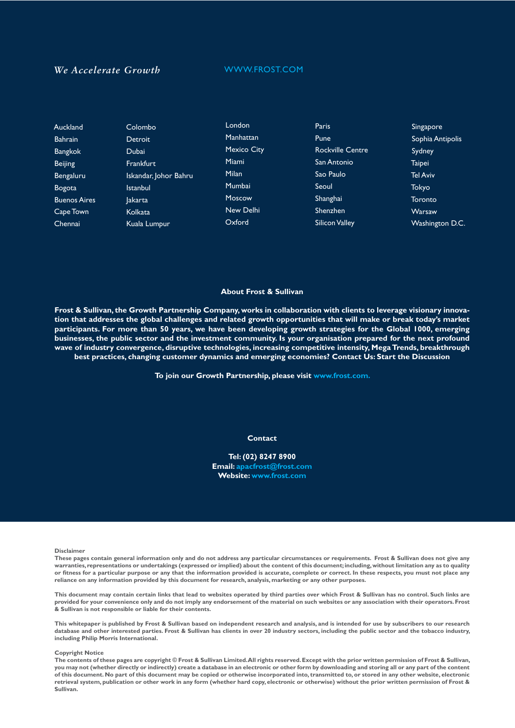*We Accelerate Growth*

WWW.FROST.COM

Auckland
Bahrain
Bangkok
Beijing
Bengaluru
Bogota
Buenos Aires
Cape Town
Chennai
Colombo
Detroit
Dubai
Frankfurt
Iskandar, Johor Bahru
Istanbul
Jakarta
Kolkata
Kuala Lumpur
London
Manhattan
Mexico City
Miami
Milan
Mumbai
Moscow
New Delhi
Oxford
Paris
Pune
Rockville Centre
San Antonio
Sao Paulo
Seoul
Shanghai
Shenzhen
Silicon Valley
Singapore
Sophia Antipolis
Sydney
Taipei
Tel Aviv
Tokyo
Toronto
Warsaw
Washington D.C.

**About Frost & Sullivan**

**Frost & Sullivan, the Growth Partnership Company, works in collaboration with clients to leverage visionary innovation that addresses the global challenges and related growth opportunities that will make or break today's market participants. For more than 50 years, we have been developing growth strategies for the Global 1000, emerging businesses, the public sector and the investment community. Is your organisation prepared for the next profound wave of industry convergence, disruptive technologies, increasing competitive intensity, Mega Trends, breakthrough best practices, changing customer dynamics and emerging economies? Contact Us: Start the Discussion**

**To join our Growth Partnership, please visit www.frost.com.**

**Contact**

**Tel: (02) 8247 8900**
**Email:** apacfrost@frost.com
**Website:** www.frost.com

**Disclaimer**

These pages contain general information only and do not address any particular circumstances or requirements. Frost & Sullivan does not give any warranties, representations or undertakings (expressed or implied) about the content of this document; including, without limitation any as to quality or fitness for a particular purpose or any that the information provided is accurate, complete or correct. In these respects, you must not place any reliance on any information provided by this document for research, analysis, marketing or any other purposes.

This document may contain certain links that lead to websites operated by third parties over which Frost & Sullivan has no control. Such links are provided for your convenience only and do not imply any endorsement of the material on such websites or any association with their operators. Frost & Sullivan is not responsible or liable for their contents.

This whitepaper is published by Frost & Sullivan based on independent research and analysis, and is intended for use by subscribers to our research database and other interested parties. Frost & Sullivan has clients in over 20 industry sectors, including the public sector and the tobacco industry, including Philip Morris International.

**Copyright Notice**

The contents of these pages are copyright © Frost & Sullivan Limited. All rights reserved. Except with the prior written permission of Frost & Sullivan, you may not (whether directly or indirectly) create a database in an electronic or other form by downloading and storing all or any part of the content of this document. No part of this document may be copied or otherwise incorporated into, transmitted to, or stored in any other website, electronic retrieval system, publication or other work in any form (whether hard copy, electronic or otherwise) without the prior written permission of Frost & Sullivan.